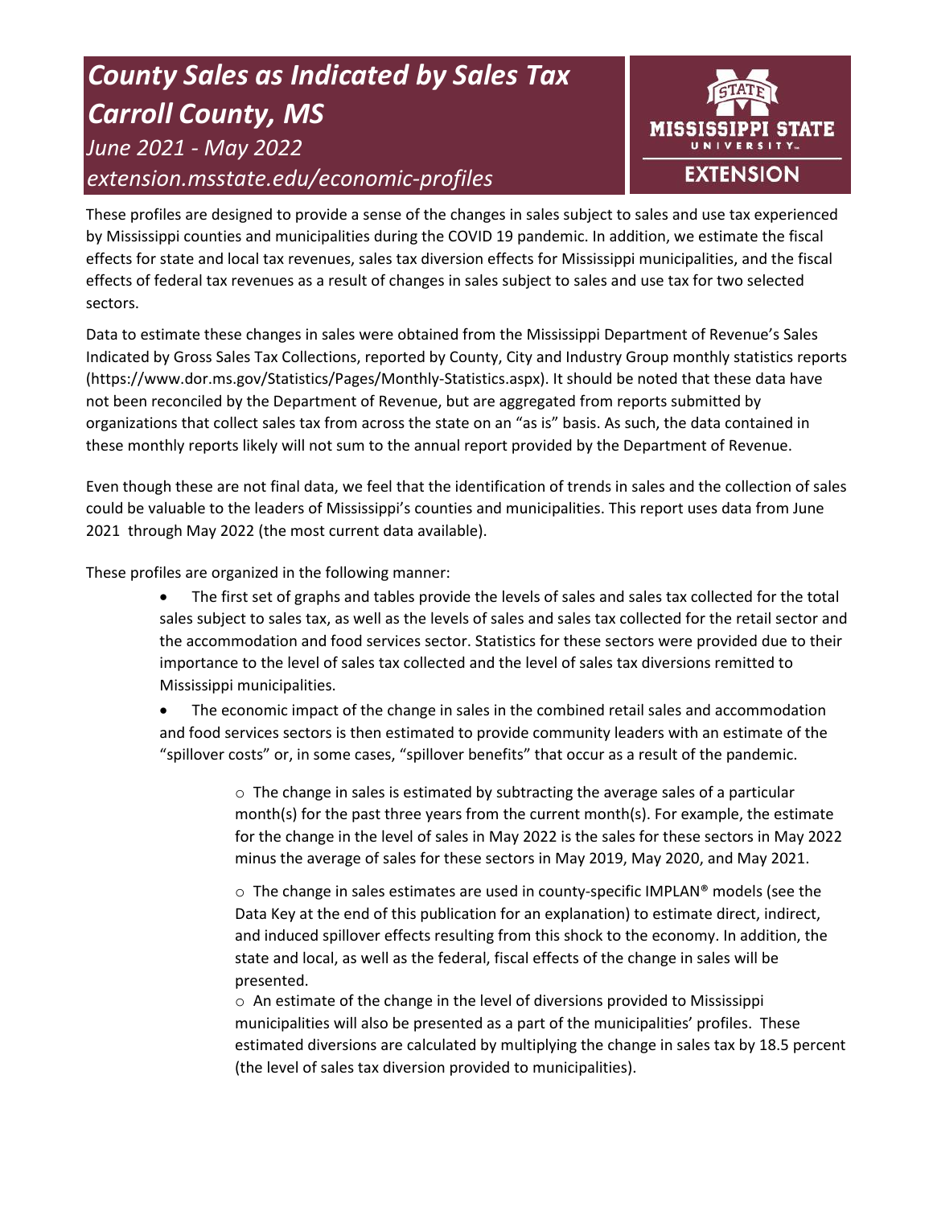# *County Sales as Indicated by Sales Tax Carroll County, MS*

*June 2021 - May 2022*

*extension.msstate.edu/economic-profiles*

MISSISSIPPI STATE UNIVERSITY EXTENSION

These profiles are designed to provide a sense of the changes in sales subject to sales and use tax experienced by Mississippi counties and municipalities during the COVID 19 pandemic. In addition, we estimate the fiscal effects for state and local tax revenues, sales tax diversion effects for Mississippi municipalities, and the fiscal effects of federal tax revenues as a result of changes in sales subject to sales and use tax for two selected sectors.

Data to estimate these changes in sales were obtained from the Mississippi Department of Revenue's Sales Indicated by Gross Sales Tax Collections, reported by County, City and Industry Group monthly statistics reports (https://www.dor.ms.gov/Statistics/Pages/Monthly-Statistics.aspx). It should be noted that these data have not been reconciled by the Department of Revenue, but are aggregated from reports submitted by organizations that collect sales tax from across the state on an "as is" basis. As such, the data contained in these monthly reports likely will not sum to the annual report provided by the Department of Revenue.

Even though these are not final data, we feel that the identification of trends in sales and the collection of sales could be valuable to the leaders of Mississippi's counties and municipalities. This report uses data from June 2021 through May 2022 (the most current data available).

These profiles are organized in the following manner:

- The first set of graphs and tables provide the levels of sales and sales tax collected for the total sales subject to sales tax, as well as the levels of sales and sales tax collected for the retail sector and the accommodation and food services sector. Statistics for these sectors were provided due to their importance to the level of sales tax collected and the level of sales tax diversions remitted to Mississippi municipalities.
- The economic impact of the change in sales in the combined retail sales and accommodation and food services sectors is then estimated to provide community leaders with an estimate of the "spillover costs" or, in some cases, "spillover benefits" that occur as a result of the pandemic.
  - The change in sales is estimated by subtracting the average sales of a particular month(s) for the past three years from the current month(s). For example, the estimate for the change in the level of sales in May 2022 is the sales for these sectors in May 2022 minus the average of sales for these sectors in May 2019, May 2020, and May 2021.
  - The change in sales estimates are used in county-specific IMPLAN® models (see the Data Key at the end of this publication for an explanation) to estimate direct, indirect, and induced spillover effects resulting from this shock to the economy. In addition, the state and local, as well as the federal, fiscal effects of the change in sales will be presented.
  - An estimate of the change in the level of diversions provided to Mississippi municipalities will also be presented as a part of the municipalities' profiles. These estimated diversions are calculated by multiplying the change in sales tax by 18.5 percent (the level of sales tax diversion provided to municipalities).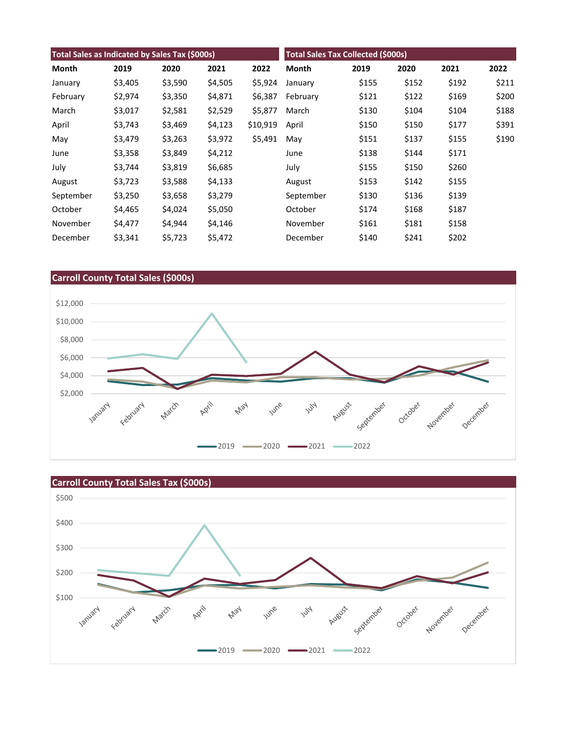## Total Sales as Indicated by Sales Tax ($000s)

| Month | 2019 | 2020 | 2021 | 2022 |
|---|---|---|---|---|
| January | $3,405 | $3,590 | $4,505 | $5,924 |
| February | $2,974 | $3,350 | $4,871 | $6,387 |
| March | $3,017 | $2,581 | $2,529 | $5,877 |
| April | $3,743 | $3,469 | $4,123 | $10,919 |
| May | $3,479 | $3,263 | $3,972 | $5,491 |
| June | $3,358 | $3,849 | $4,212 | |
| July | $3,744 | $3,819 | $6,685 | |
| August | $3,723 | $3,588 | $4,133 | |
| September | $3,250 | $3,658 | $3,279 | |
| October | $4,465 | $4,024 | $5,050 | |
| November | $4,477 | $4,944 | $4,146 | |
| December | $3,341 | $5,723 | $5,472 | |

## Total Sales Tax Collected ($000s)

| Month | 2019 | 2020 | 2021 | 2022 |
|---|---|---|---|---|
| January | $155 | $152 | $192 | $211 |
| February | $121 | $122 | $169 | $200 |
| March | $130 | $104 | $104 | $188 |
| April | $150 | $150 | $177 | $391 |
| May | $151 | $137 | $155 | $190 |
| June | $138 | $144 | $171 | |
| July | $155 | $150 | $260 | |
| August | $153 | $142 | $155 | |
| September | $130 | $136 | $139 | |
| October | $174 | $168 | $187 | |
| November | $161 | $181 | $158 | |
| December | $140 | $241 | $202 | |

## Carroll County Total Sales ($000s)

## Carroll County Total Sales Tax ($000s)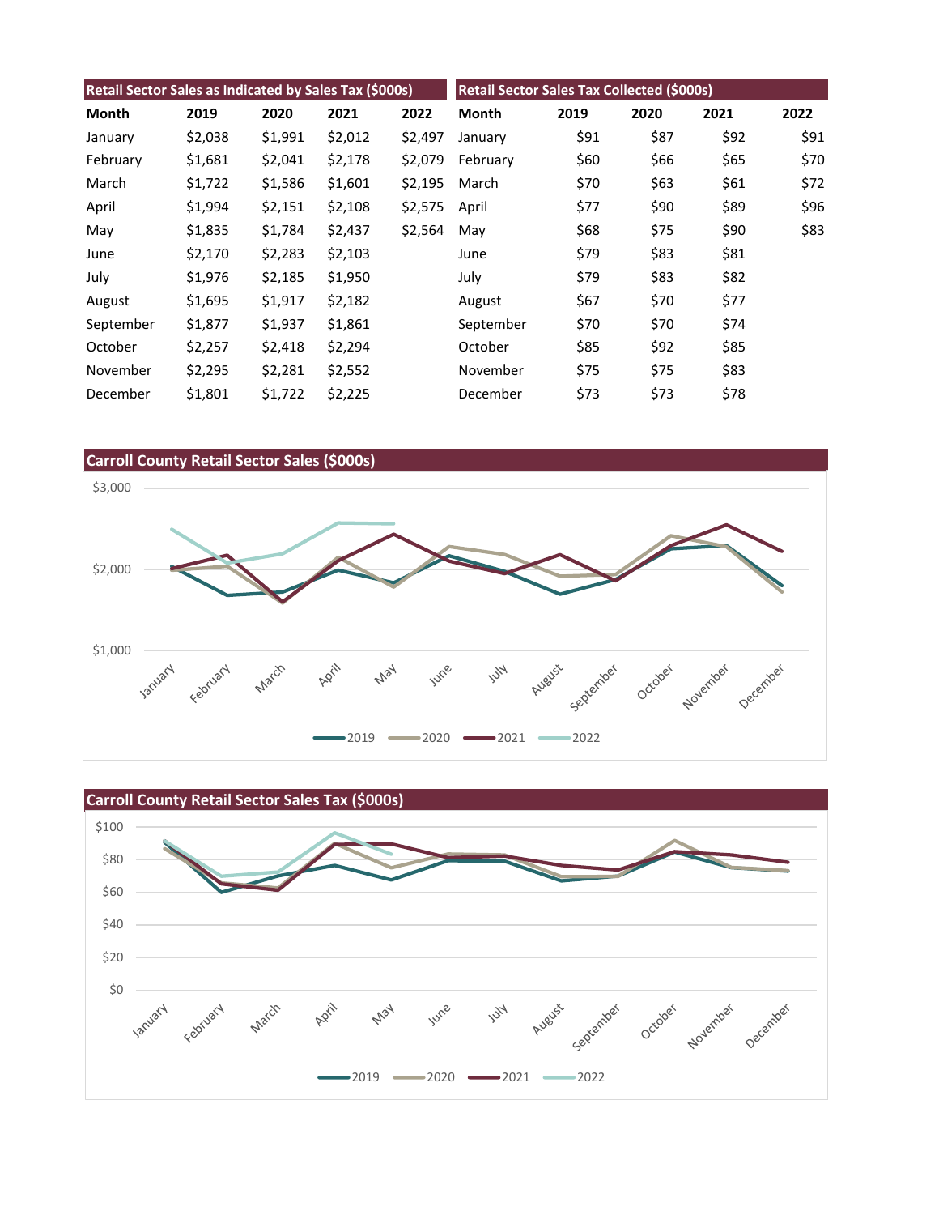## Retail Sector Sales as Indicated by Sales Tax ($000s)

| Month | 2019 | 2020 | 2021 | 2022 |
|---|---|---|---|---|
| January | $2,038 | $1,991 | $2,012 | $2,497 |
| February | $1,681 | $2,041 | $2,178 | $2,079 |
| March | $1,722 | $1,586 | $1,601 | $2,195 |
| April | $1,994 | $2,151 | $2,108 | $2,575 |
| May | $1,835 | $1,784 | $2,437 | $2,564 |
| June | $2,170 | $2,283 | $2,103 | |
| July | $1,976 | $2,185 | $1,950 | |
| August | $1,695 | $1,917 | $2,182 | |
| September | $1,877 | $1,937 | $1,861 | |
| October | $2,257 | $2,418 | $2,294 | |
| November | $2,295 | $2,281 | $2,552 | |
| December | $1,801 | $1,722 | $2,225 | |

## Retail Sector Sales Tax Collected ($000s)

| Month | 2019 | 2020 | 2021 | 2022 |
|---|---|---|---|---|
| January | $91 | $87 | $92 | $91 |
| February | $60 | $66 | $65 | $70 |
| March | $70 | $63 | $61 | $72 |
| April | $77 | $90 | $89 | $96 |
| May | $68 | $75 | $90 | $83 |
| June | $79 | $83 | $81 | |
| July | $79 | $83 | $82 | |
| August | $67 | $70 | $77 | |
| September | $70 | $70 | $74 | |
| October | $85 | $92 | $85 | |
| November | $75 | $75 | $83 | |
| December | $73 | $73 | $78 | |

## Carroll County Retail Sector Sales ($000s)

## Carroll County Retail Sector Sales Tax ($000s)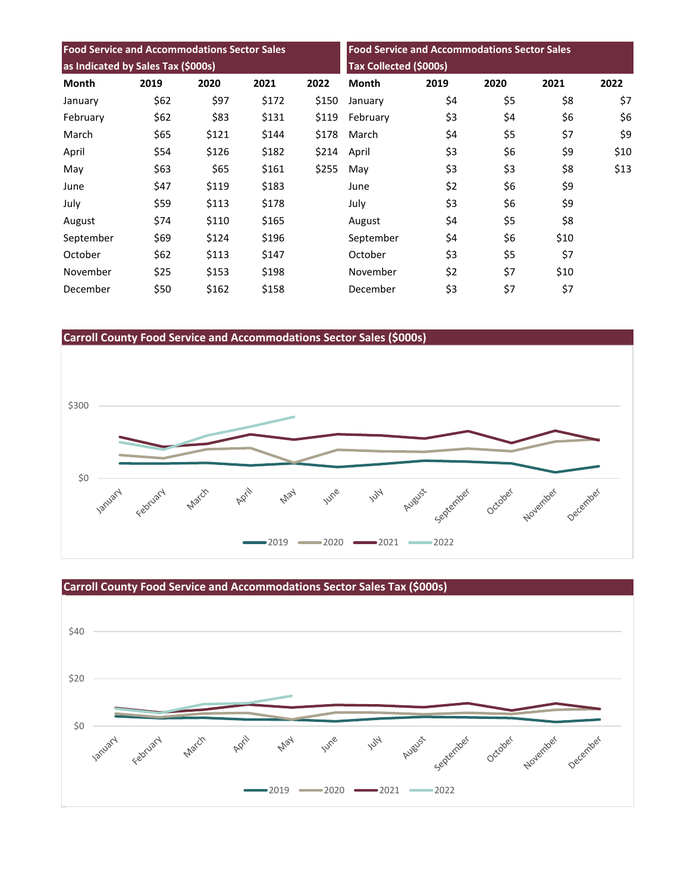| Food Service and Accommodations Sector Sales as Indicated by Sales Tax ($000s) | | | | |
|---|---|---|---|---|
| Month | 2019 | 2020 | 2021 | 2022 |
| January | $62 | $97 | $172 | $150 |
| February | $62 | $83 | $131 | $119 |
| March | $65 | $121 | $144 | $178 |
| April | $54 | $126 | $182 | $214 |
| May | $63 | $65 | $161 | $255 |
| June | $47 | $119 | $183 | |
| July | $59 | $113 | $178 | |
| August | $74 | $110 | $165 | |
| September | $69 | $124 | $196 | |
| October | $62 | $113 | $147 | |
| November | $25 | $153 | $198 | |
| December | $50 | $162 | $158 | |

| Food Service and Accommodations Sector Sales Tax Collected ($000s) | | | | |
|---|---|---|---|---|
| Month | 2019 | 2020 | 2021 | 2022 |
| January | $4 | $5 | $8 | $7 |
| February | $3 | $4 | $6 | $6 |
| March | $4 | $5 | $7 | $9 |
| April | $3 | $6 | $9 | $10 |
| May | $3 | $3 | $8 | $13 |
| June | $2 | $6 | $9 | |
| July | $3 | $6 | $9 | |
| August | $4 | $5 | $8 | |
| September | $4 | $6 | $10 | |
| October | $3 | $5 | $7 | |
| November | $2 | $7 | $10 | |
| December | $3 | $7 | $7 | |

## Carroll County Food Service and Accommodations Sector Sales ($000s)

## Carroll County Food Service and Accommodations Sector Sales Tax ($000s)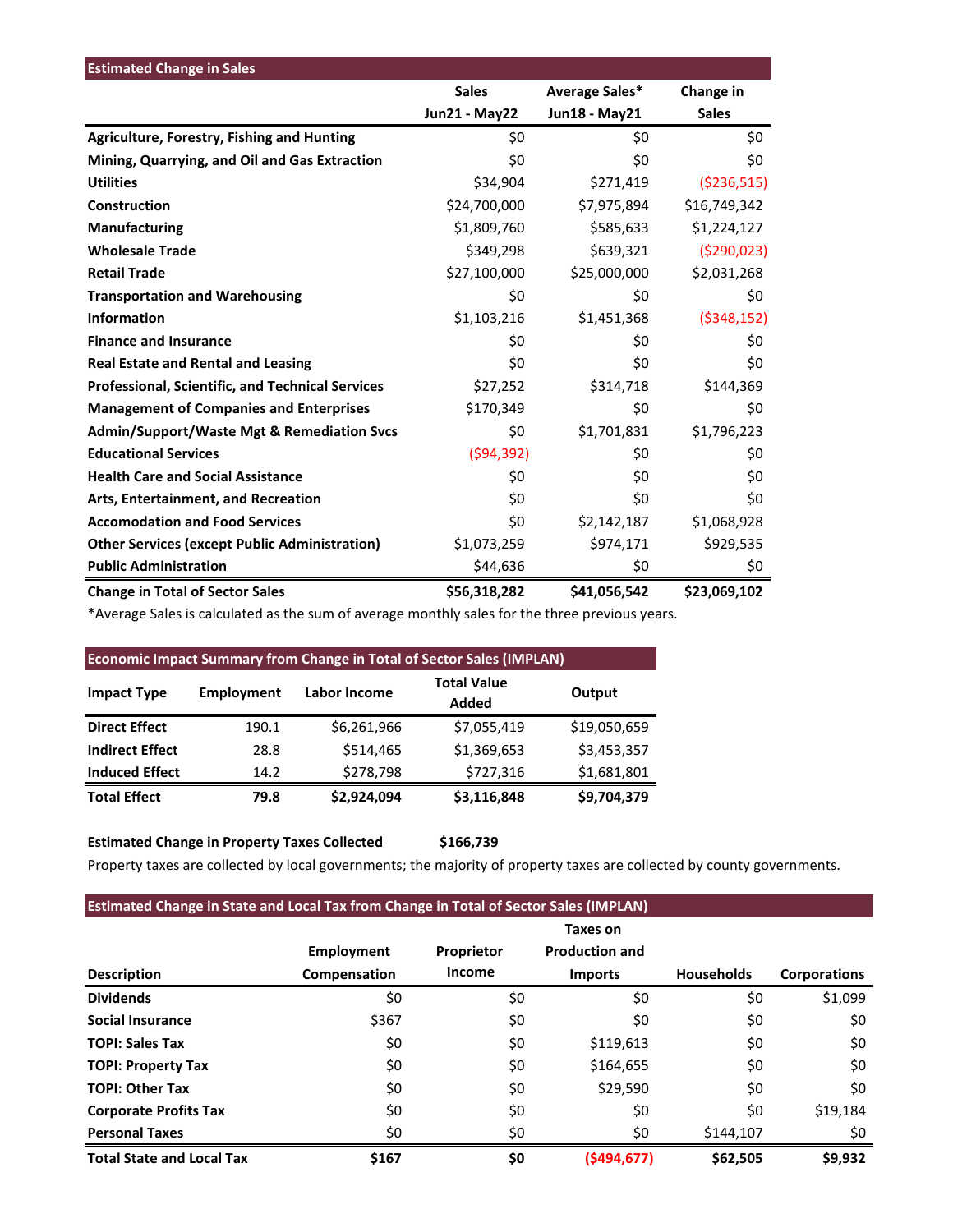| Estimated Change in Sales | Sales Jun21 - May22 | Average Sales* Jun18 - May21 | Change in Sales |
|---|---|---|---|
| **Agriculture, Forestry, Fishing and Hunting** | $0 | $0 | $0 |
| **Mining, Quarrying, and Oil and Gas Extraction** | $0 | $0 | $0 |
| **Utilities** | $34,904 | $271,419 | ($236,515) |
| **Construction** | $24,700,000 | $7,975,894 | $16,749,342 |
| **Manufacturing** | $1,809,760 | $585,633 | $1,224,127 |
| **Wholesale Trade** | $349,298 | $639,321 | ($290,023) |
| **Retail Trade** | $27,100,000 | $25,000,000 | $2,031,268 |
| **Transportation and Warehousing** | $0 | $0 | $0 |
| **Information** | $1,103,216 | $1,451,368 | ($348,152) |
| **Finance and Insurance** | $0 | $0 | $0 |
| **Real Estate and Rental and Leasing** | $0 | $0 | $0 |
| **Professional, Scientific, and Technical Services** | $27,252 | $314,718 | $144,369 |
| **Management of Companies and Enterprises** | $170,349 | $0 | $0 |
| **Admin/Support/Waste Mgt & Remediation Svcs** | $0 | $1,701,831 | $1,796,223 |
| **Educational Services** | ($94,392) | $0 | $0 |
| **Health Care and Social Assistance** | $0 | $0 | $0 |
| **Arts, Entertainment, and Recreation** | $0 | $0 | $0 |
| **Accomodation and Food Services** | $0 | $2,142,187 | $1,068,928 |
| **Other Services (except Public Administration)** | $1,073,259 | $974,171 | $929,535 |
| **Public Administration** | $44,636 | $0 | $0 |
| **Change in Total of Sector Sales** | **$56,318,282** | **$41,056,542** | **$23,069,102** |

*Average Sales is calculated as the sum of average monthly sales for the three previous years.

**Economic Impact Summary from Change in Total of Sector Sales (IMPLAN)**

| Impact Type | Employment | Labor Income | Total Value Added | Output |
|---|---|---|---|---|
| **Direct Effect** | 190.1 | $6,261,966 | $7,055,419 | $19,050,659 |
| **Indirect Effect** | 28.8 | $514,465 | $1,369,653 | $3,453,357 |
| **Induced Effect** | 14.2 | $278,798 | $727,316 | $1,681,801 |
| **Total Effect** | **79.8** | **$2,924,094** | **$3,116,848** | **$9,704,379** |

**Estimated Change in Property Taxes Collected** **$166,739**

Property taxes are collected by local governments; the majority of property taxes are collected by county governments.

**Estimated Change in State and Local Tax from Change in Total of Sector Sales (IMPLAN)**

| Description | Employment Compensation | Proprietor Income | Taxes on Production and Imports | Households | Corporations |
|---|---|---|---|---|---|
| **Dividends** | $0 | $0 | $0 | $0 | $1,099 |
| **Social Insurance** | $367 | $0 | $0 | $0 | $0 |
| **TOPI: Sales Tax** | $0 | $0 | $119,613 | $0 | $0 |
| **TOPI: Property Tax** | $0 | $0 | $164,655 | $0 | $0 |
| **TOPI: Other Tax** | $0 | $0 | $29,590 | $0 | $0 |
| **Corporate Profits Tax** | $0 | $0 | $0 | $0 | $19,184 |
| **Personal Taxes** | $0 | $0 | $0 | $144,107 | $0 |
| **Total State and Local Tax** | **$167** | **$0** | **($494,677)** | **$62,505** | **$9,932** |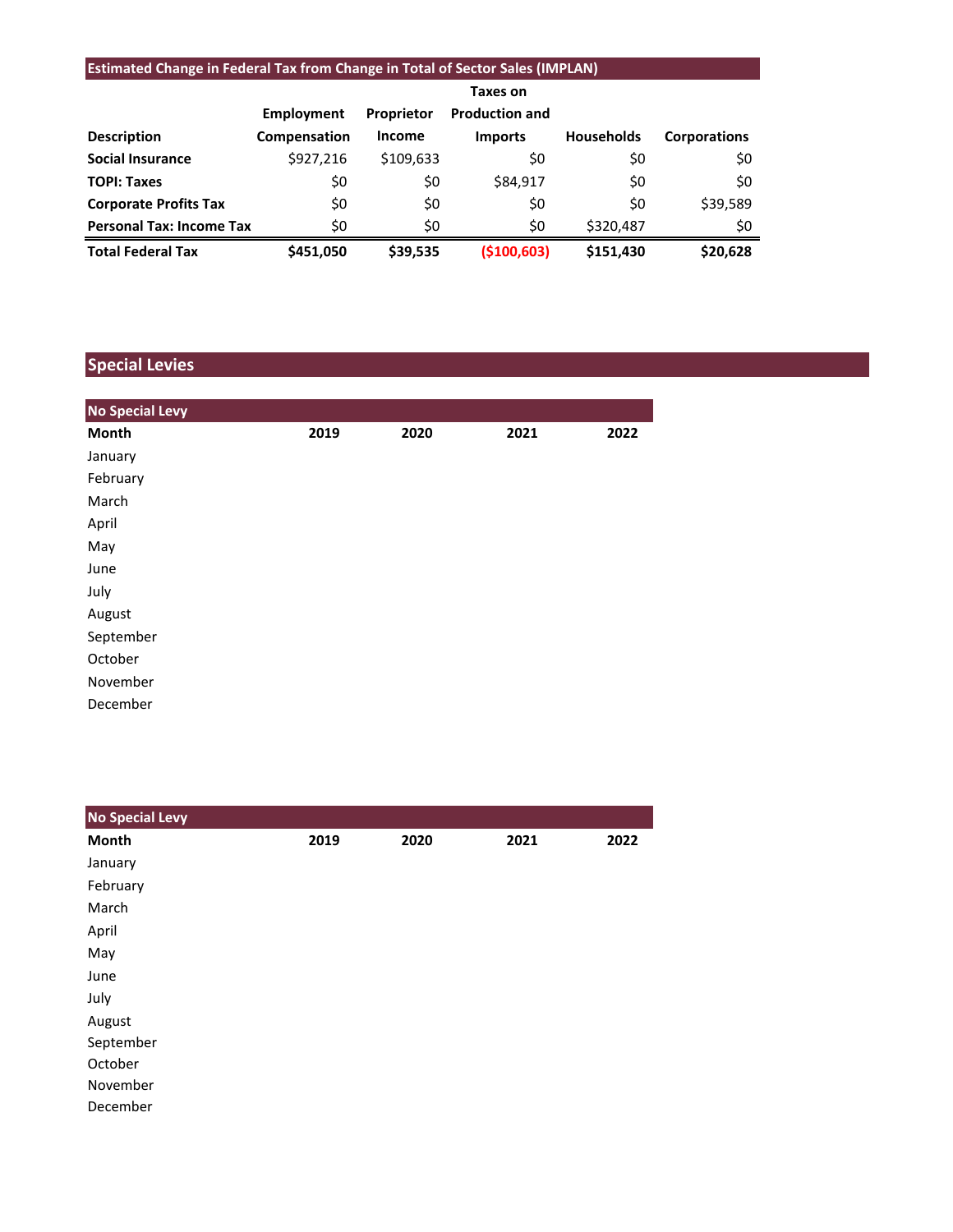**Estimated Change in Federal Tax from Change in Total of Sector Sales (IMPLAN)**

| Description | Employment Compensation | Proprietor Income | Taxes on Production and Imports | Households | Corporations |
|---|---|---|---|---|---|
| **Social Insurance** | $927,216 | $109,633 | $0 | $0 | $0 |
| **TOPI: Taxes** | $0 | $0 | $84,917 | $0 | $0 |
| **Corporate Profits Tax** | $0 | $0 | $0 | $0 | $39,589 |
| **Personal Tax: Income Tax** | $0 | $0 | $0 | $320,487 | $0 |
| **Total Federal Tax** | **$451,050** | **$39,535** | **($100,603)** | **$151,430** | **$20,628** |

## Special Levies

**No Special Levy**

| Month | 2019 | 2020 | 2021 | 2022 |
|---|---|---|---|---|
| January | | | | |
| February | | | | |
| March | | | | |
| April | | | | |
| May | | | | |
| June | | | | |
| July | | | | |
| August | | | | |
| September | | | | |
| October | | | | |
| November | | | | |
| December | | | | |

**No Special Levy**

| Month | 2019 | 2020 | 2021 | 2022 |
|---|---|---|---|---|
| January | | | | |
| February | | | | |
| March | | | | |
| April | | | | |
| May | | | | |
| June | | | | |
| July | | | | |
| August | | | | |
| September | | | | |
| October | | | | |
| November | | | | |
| December | | | | |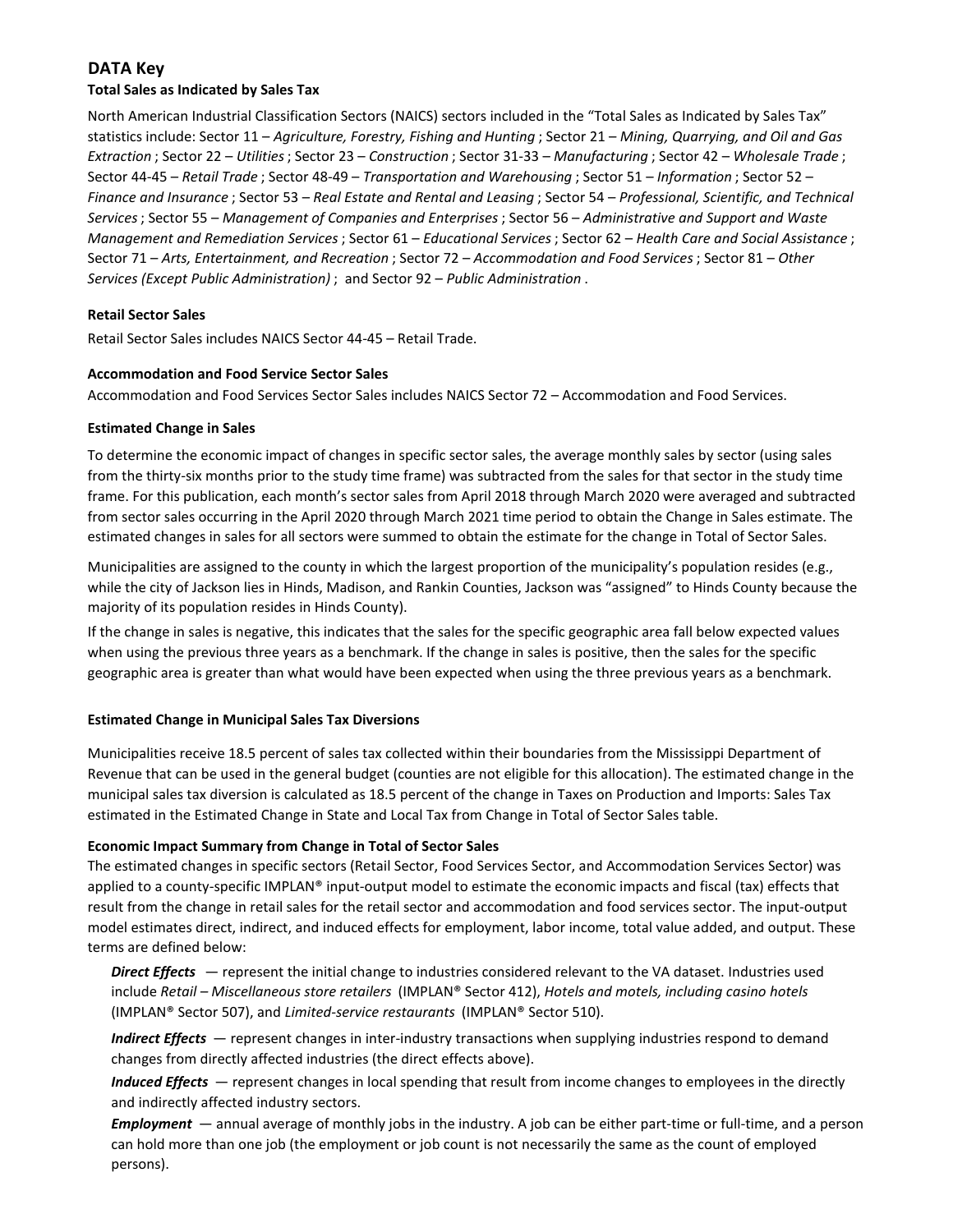## DATA Key

### Total Sales as Indicated by Sales Tax

North American Industrial Classification Sectors (NAICS) sectors included in the "Total Sales as Indicated by Sales Tax" statistics include: Sector 11 – *Agriculture, Forestry, Fishing and Hunting* ; Sector 21 – *Mining, Quarrying, and Oil and Gas Extraction* ; Sector 22 – *Utilities* ; Sector 23 – *Construction* ; Sector 31-33 – *Manufacturing* ; Sector 42 – *Wholesale Trade* ; Sector 44-45 – *Retail Trade* ; Sector 48-49 – *Transportation and Warehousing* ; Sector 51 – *Information* ; Sector 52 – *Finance and Insurance* ; Sector 53 – *Real Estate and Rental and Leasing* ; Sector 54 – *Professional, Scientific, and Technical Services* ; Sector 55 – *Management of Companies and Enterprises* ; Sector 56 – *Administrative and Support and Waste Management and Remediation Services* ; Sector 61 – *Educational Services* ; Sector 62 – *Health Care and Social Assistance* ; Sector 71 – *Arts, Entertainment, and Recreation* ; Sector 72 – *Accommodation and Food Services* ; Sector 81 – *Other Services (Except Public Administration)* ; and Sector 92 – *Public Administration* .

### Retail Sector Sales

Retail Sector Sales includes NAICS Sector 44-45 – Retail Trade.

### Accommodation and Food Service Sector Sales

Accommodation and Food Services Sector Sales includes NAICS Sector 72 – Accommodation and Food Services.

### Estimated Change in Sales

To determine the economic impact of changes in specific sector sales, the average monthly sales by sector (using sales from the thirty-six months prior to the study time frame) was subtracted from the sales for that sector in the study time frame. For this publication, each month's sector sales from April 2018 through March 2020 were averaged and subtracted from sector sales occurring in the April 2020 through March 2021 time period to obtain the Change in Sales estimate. The estimated changes in sales for all sectors were summed to obtain the estimate for the change in Total of Sector Sales.

Municipalities are assigned to the county in which the largest proportion of the municipality's population resides (e.g., while the city of Jackson lies in Hinds, Madison, and Rankin Counties, Jackson was "assigned" to Hinds County because the majority of its population resides in Hinds County).

If the change in sales is negative, this indicates that the sales for the specific geographic area fall below expected values when using the previous three years as a benchmark. If the change in sales is positive, then the sales for the specific geographic area is greater than what would have been expected when using the three previous years as a benchmark.

### Estimated Change in Municipal Sales Tax Diversions

Municipalities receive 18.5 percent of sales tax collected within their boundaries from the Mississippi Department of Revenue that can be used in the general budget (counties are not eligible for this allocation). The estimated change in the municipal sales tax diversion is calculated as 18.5 percent of the change in Taxes on Production and Imports: Sales Tax estimated in the Estimated Change in State and Local Tax from Change in Total of Sector Sales table.

### Economic Impact Summary from Change in Total of Sector Sales

The estimated changes in specific sectors (Retail Sector, Food Services Sector, and Accommodation Services Sector) was applied to a county-specific IMPLAN® input-output model to estimate the economic impacts and fiscal (tax) effects that result from the change in retail sales for the retail sector and accommodation and food services sector. The input-output model estimates direct, indirect, and induced effects for employment, labor income, total value added, and output. These terms are defined below:

***Direct Effects*** — represent the initial change to industries considered relevant to the VA dataset. Industries used include *Retail – Miscellaneous store retailers* (IMPLAN® Sector 412), *Hotels and motels, including casino hotels* (IMPLAN® Sector 507), and *Limited-service restaurants* (IMPLAN® Sector 510).

***Indirect Effects*** — represent changes in inter-industry transactions when supplying industries respond to demand changes from directly affected industries (the direct effects above).

***Induced Effects*** — represent changes in local spending that result from income changes to employees in the directly and indirectly affected industry sectors.

***Employment*** — annual average of monthly jobs in the industry. A job can be either part-time or full-time, and a person can hold more than one job (the employment or job count is not necessarily the same as the count of employed persons).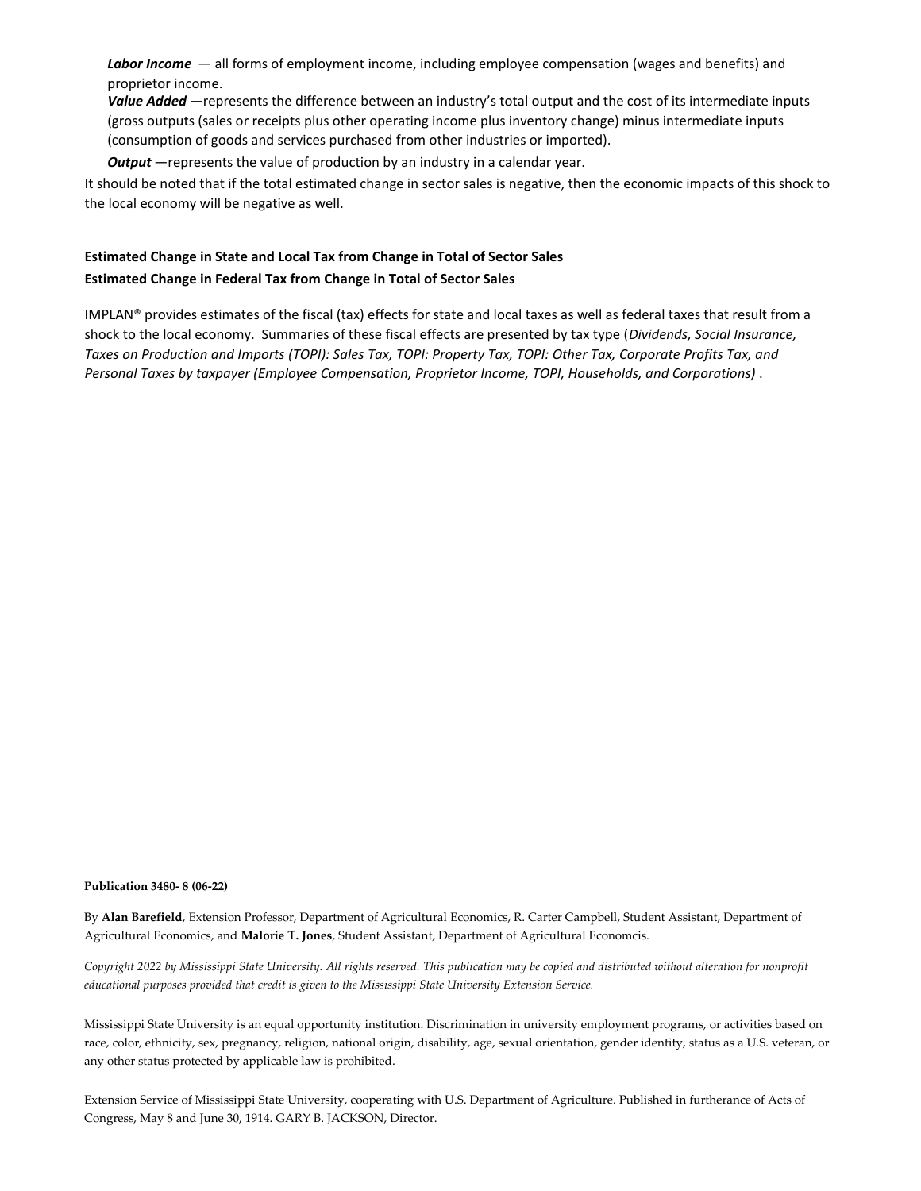***Labor Income*** — all forms of employment income, including employee compensation (wages and benefits) and proprietor income.

***Value Added*** —represents the difference between an industry's total output and the cost of its intermediate inputs (gross outputs (sales or receipts plus other operating income plus inventory change) minus intermediate inputs (consumption of goods and services purchased from other industries or imported).

***Output*** —represents the value of production by an industry in a calendar year.

It should be noted that if the total estimated change in sector sales is negative, then the economic impacts of this shock to the local economy will be negative as well.

**Estimated Change in State and Local Tax from Change in Total of Sector Sales**

**Estimated Change in Federal Tax from Change in Total of Sector Sales**

IMPLAN® provides estimates of the fiscal (tax) effects for state and local taxes as well as federal taxes that result from a shock to the local economy. Summaries of these fiscal effects are presented by tax type (*Dividends, Social Insurance, Taxes on Production and Imports (TOPI): Sales Tax, TOPI: Property Tax, TOPI: Other Tax, Corporate Profits Tax, and Personal Taxes by taxpayer (Employee Compensation, Proprietor Income, TOPI, Households, and Corporations)* .

**Publication 3480- 8 (06-22)**

By **Alan Barefield**, Extension Professor, Department of Agricultural Economics, R. Carter Campbell, Student Assistant, Department of Agricultural Economics, and **Malorie T. Jones**, Student Assistant, Department of Agricultural Economcis.

*Copyright 2022 by Mississippi State University. All rights reserved. This publication may be copied and distributed without alteration for nonprofit educational purposes provided that credit is given to the Mississippi State University Extension Service.*

Mississippi State University is an equal opportunity institution. Discrimination in university employment programs, or activities based on race, color, ethnicity, sex, pregnancy, religion, national origin, disability, age, sexual orientation, gender identity, status as a U.S. veteran, or any other status protected by applicable law is prohibited.

Extension Service of Mississippi State University, cooperating with U.S. Department of Agriculture. Published in furtherance of Acts of Congress, May 8 and June 30, 1914. GARY B. JACKSON, Director.